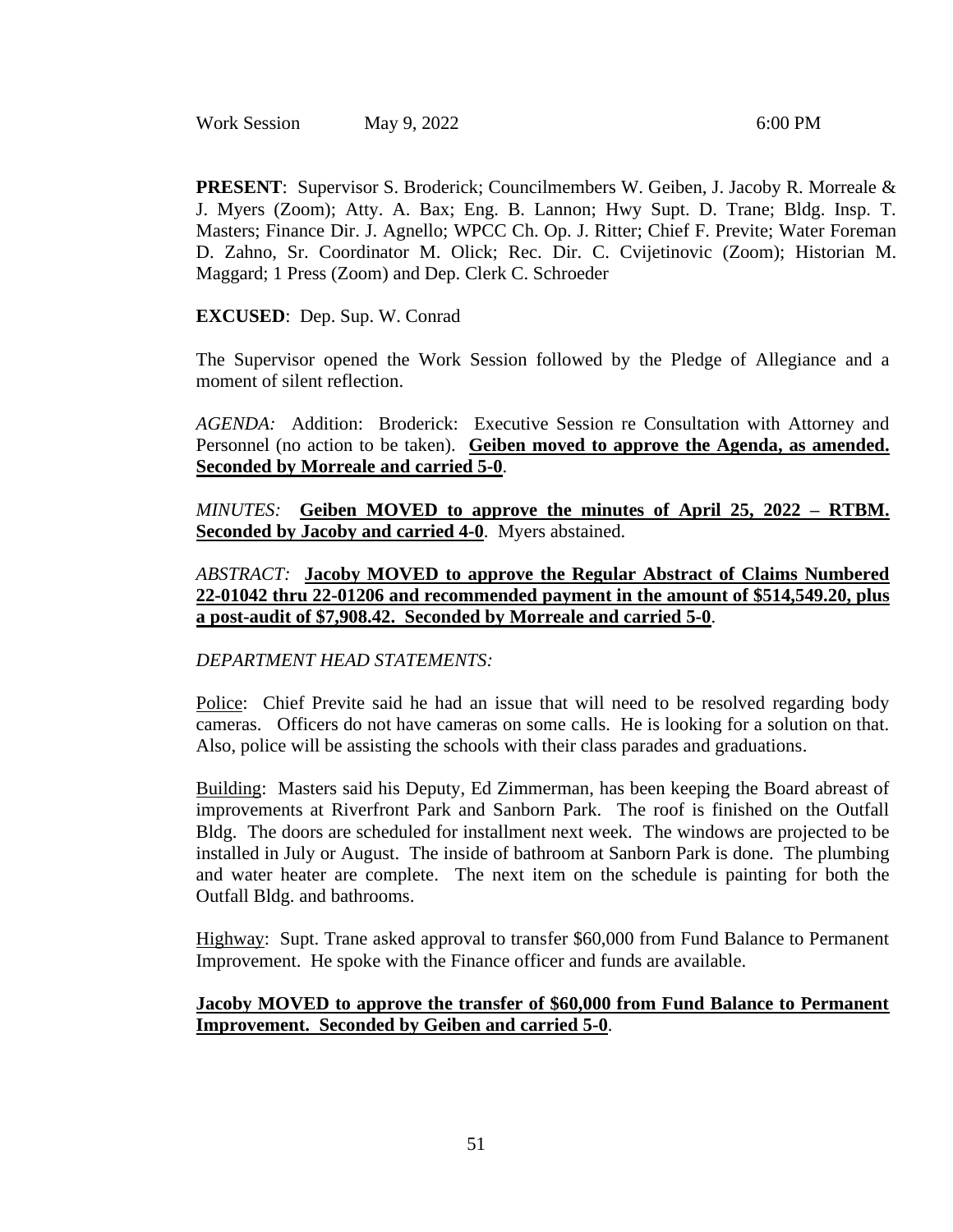Work Session May 9, 2022 6:00 PM

**PRESENT**: Supervisor S. Broderick; Councilmembers W. Geiben, J. Jacoby R. Morreale & J. Myers (Zoom); Atty. A. Bax; Eng. B. Lannon; Hwy Supt. D. Trane; Bldg. Insp. T. Masters; Finance Dir. J. Agnello; WPCC Ch. Op. J. Ritter; Chief F. Previte; Water Foreman D. Zahno, Sr. Coordinator M. Olick; Rec. Dir. C. Cvijetinovic (Zoom); Historian M. Maggard; 1 Press (Zoom) and Dep. Clerk C. Schroeder

**EXCUSED**: Dep. Sup. W. Conrad

The Supervisor opened the Work Session followed by the Pledge of Allegiance and a moment of silent reflection.

*AGENDA:* Addition: Broderick: Executive Session re Consultation with Attorney and Personnel (no action to be taken). **Geiben moved to approve the Agenda, as amended. Seconded by Morreale and carried 5-0**.

*MINUTES:* **Geiben MOVED to approve the minutes of April 25, 2022 – RTBM. Seconded by Jacoby and carried 4-0**. Myers abstained.

*ABSTRACT:* **Jacoby MOVED to approve the Regular Abstract of Claims Numbered 22-01042 thru 22-01206 and recommended payment in the amount of $514,549.20, plus a post-audit of $7,908.42. Seconded by Morreale and carried 5-0**.

*DEPARTMENT HEAD STATEMENTS:*

Police: Chief Previte said he had an issue that will need to be resolved regarding body cameras. Officers do not have cameras on some calls. He is looking for a solution on that. Also, police will be assisting the schools with their class parades and graduations.

Building: Masters said his Deputy, Ed Zimmerman, has been keeping the Board abreast of improvements at Riverfront Park and Sanborn Park. The roof is finished on the Outfall Bldg. The doors are scheduled for installment next week. The windows are projected to be installed in July or August. The inside of bathroom at Sanborn Park is done. The plumbing and water heater are complete. The next item on the schedule is painting for both the Outfall Bldg. and bathrooms.

Highway: Supt. Trane asked approval to transfer $60,000 from Fund Balance to Permanent Improvement. He spoke with the Finance officer and funds are available.

**Jacoby MOVED to approve the transfer of $60,000 from Fund Balance to Permanent Improvement. Seconded by Geiben and carried 5-0**.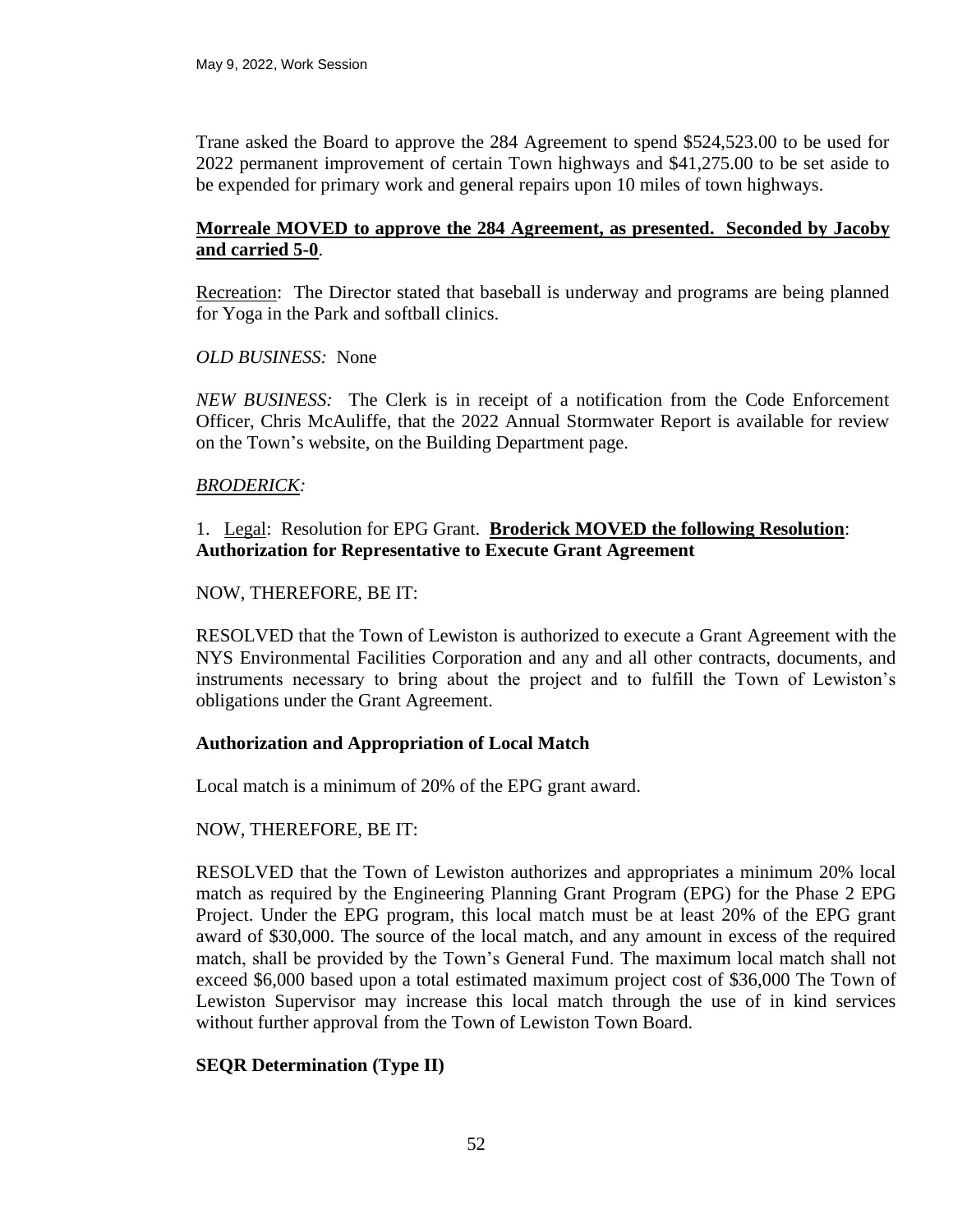Trane asked the Board to approve the 284 Agreement to spend $524,523.00 to be used for 2022 permanent improvement of certain Town highways and $41,275.00 to be set aside to be expended for primary work and general repairs upon 10 miles of town highways.

**Morreale MOVED to approve the 284 Agreement, as presented. Seconded by Jacoby and carried 5-0**.

Recreation: The Director stated that baseball is underway and programs are being planned for Yoga in the Park and softball clinics.

*OLD BUSINESS:* None

*NEW BUSINESS:* The Clerk is in receipt of a notification from the Code Enforcement Officer, Chris McAuliffe, that the 2022 Annual Stormwater Report is available for review on the Town's website, on the Building Department page.

*BRODERICK:*

1. Legal: Resolution for EPG Grant. **Broderick MOVED the following Resolution**:
**Authorization for Representative to Execute Grant Agreement**

NOW, THEREFORE, BE IT:

RESOLVED that the Town of Lewiston is authorized to execute a Grant Agreement with the NYS Environmental Facilities Corporation and any and all other contracts, documents, and instruments necessary to bring about the project and to fulfill the Town of Lewiston's obligations under the Grant Agreement.

**Authorization and Appropriation of Local Match**

Local match is a minimum of 20% of the EPG grant award.

NOW, THEREFORE, BE IT:

RESOLVED that the Town of Lewiston authorizes and appropriates a minimum 20% local match as required by the Engineering Planning Grant Program (EPG) for the Phase 2 EPG Project. Under the EPG program, this local match must be at least 20% of the EPG grant award of $30,000. The source of the local match, and any amount in excess of the required match, shall be provided by the Town's General Fund. The maximum local match shall not exceed $6,000 based upon a total estimated maximum project cost of $36,000 The Town of Lewiston Supervisor may increase this local match through the use of in kind services without further approval from the Town of Lewiston Town Board.

**SEQR Determination (Type II)**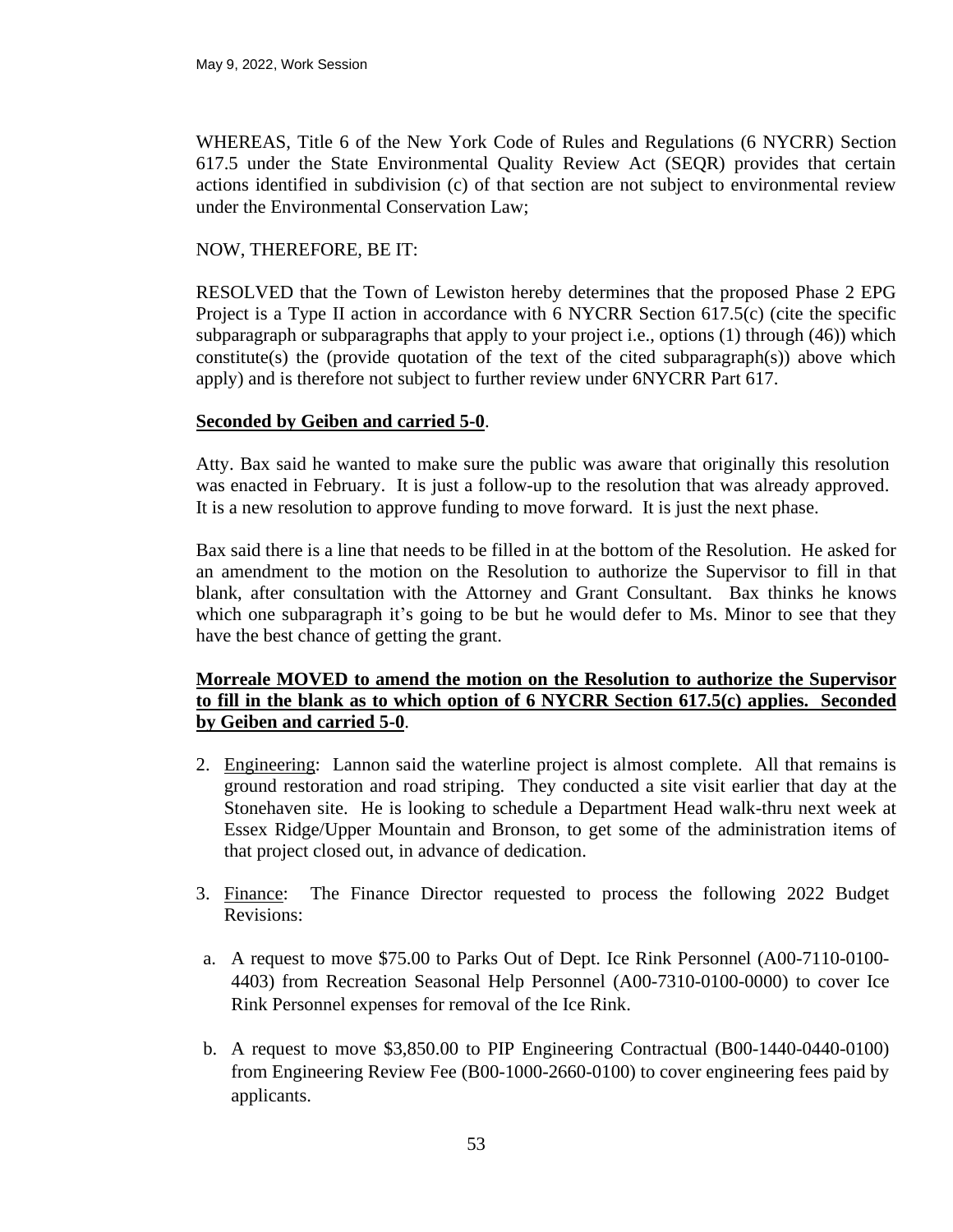WHEREAS, Title 6 of the New York Code of Rules and Regulations (6 NYCRR) Section 617.5 under the State Environmental Quality Review Act (SEQR) provides that certain actions identified in subdivision (c) of that section are not subject to environmental review under the Environmental Conservation Law;

NOW, THEREFORE, BE IT:

RESOLVED that the Town of Lewiston hereby determines that the proposed Phase 2 EPG Project is a Type II action in accordance with 6 NYCRR Section 617.5(c) (cite the specific subparagraph or subparagraphs that apply to your project i.e., options (1) through (46)) which constitute(s) the (provide quotation of the text of the cited subparagraph(s)) above which apply) and is therefore not subject to further review under 6NYCRR Part 617.

**Seconded by Geiben and carried 5-0**.

Atty. Bax said he wanted to make sure the public was aware that originally this resolution was enacted in February. It is just a follow-up to the resolution that was already approved. It is a new resolution to approve funding to move forward. It is just the next phase.

Bax said there is a line that needs to be filled in at the bottom of the Resolution. He asked for an amendment to the motion on the Resolution to authorize the Supervisor to fill in that blank, after consultation with the Attorney and Grant Consultant. Bax thinks he knows which one subparagraph it's going to be but he would defer to Ms. Minor to see that they have the best chance of getting the grant.

**Morreale MOVED to amend the motion on the Resolution to authorize the Supervisor to fill in the blank as to which option of 6 NYCRR Section 617.5(c) applies. Seconded by Geiben and carried 5-0**.

2. Engineering: Lannon said the waterline project is almost complete. All that remains is ground restoration and road striping. They conducted a site visit earlier that day at the Stonehaven site. He is looking to schedule a Department Head walk-thru next week at Essex Ridge/Upper Mountain and Bronson, to get some of the administration items of that project closed out, in advance of dedication.

3. Finance: The Finance Director requested to process the following 2022 Budget Revisions:

   a. A request to move $75.00 to Parks Out of Dept. Ice Rink Personnel (A00-7110-0100-4403) from Recreation Seasonal Help Personnel (A00-7310-0100-0000) to cover Ice Rink Personnel expenses for removal of the Ice Rink.

   b. A request to move $3,850.00 to PIP Engineering Contractual (B00-1440-0440-0100) from Engineering Review Fee (B00-1000-2660-0100) to cover engineering fees paid by applicants.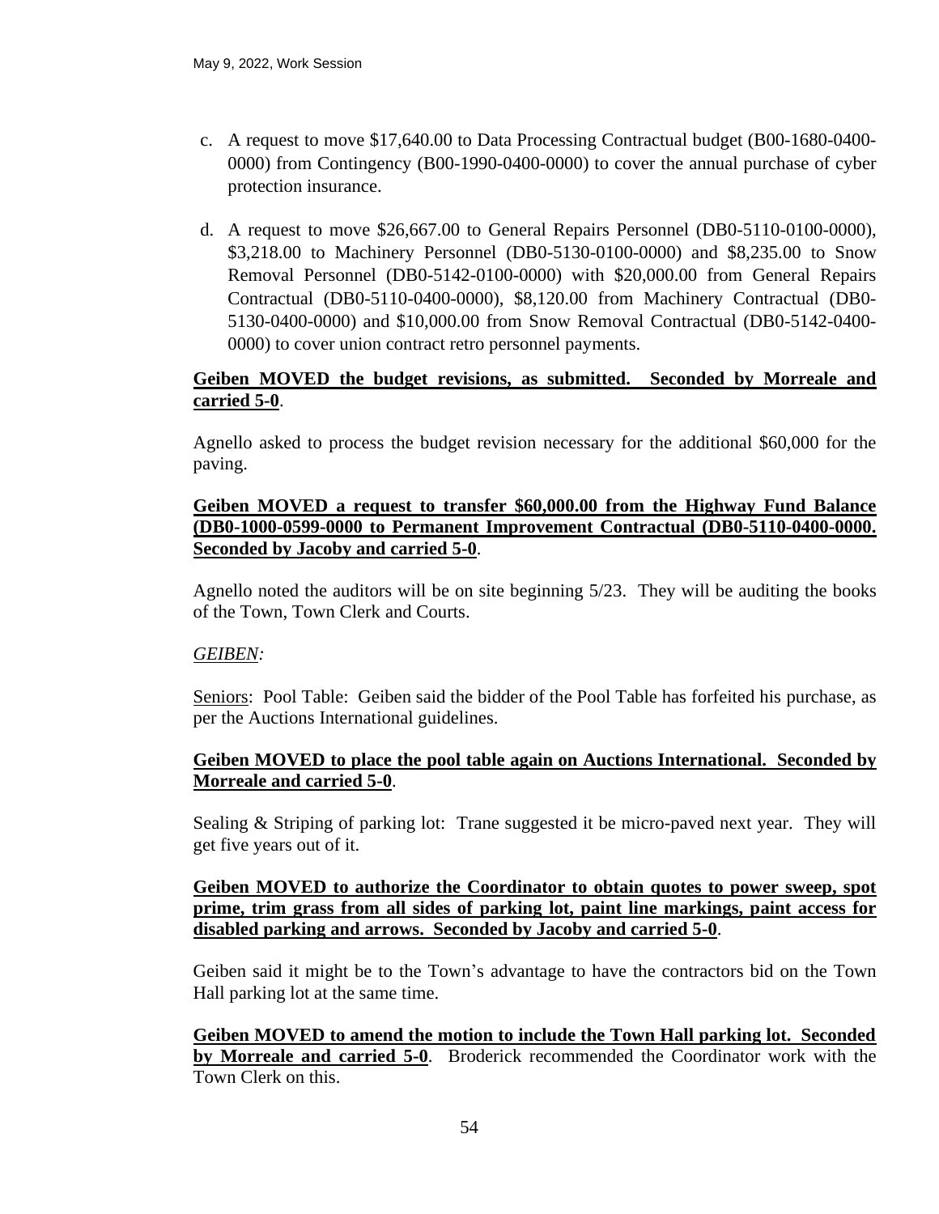c. A request to move $17,640.00 to Data Processing Contractual budget (B00-1680-0400-0000) from Contingency (B00-1990-0400-0000) to cover the annual purchase of cyber protection insurance.

d. A request to move $26,667.00 to General Repairs Personnel (DB0-5110-0100-0000), $3,218.00 to Machinery Personnel (DB0-5130-0100-0000) and $8,235.00 to Snow Removal Personnel (DB0-5142-0100-0000) with $20,000.00 from General Repairs Contractual (DB0-5110-0400-0000), $8,120.00 from Machinery Contractual (DB0-5130-0400-0000) and $10,000.00 from Snow Removal Contractual (DB0-5142-0400-0000) to cover union contract retro personnel payments.

**Geiben MOVED the budget revisions, as submitted. Seconded by Morreale and carried 5-0**.

Agnello asked to process the budget revision necessary for the additional $60,000 for the paving.

**Geiben MOVED a request to transfer $60,000.00 from the Highway Fund Balance (DB0-1000-0599-0000 to Permanent Improvement Contractual (DB0-5110-0400-0000. Seconded by Jacoby and carried 5-0**.

Agnello noted the auditors will be on site beginning 5/23. They will be auditing the books of the Town, Town Clerk and Courts.

*GEIBEN:*

Seniors: Pool Table: Geiben said the bidder of the Pool Table has forfeited his purchase, as per the Auctions International guidelines.

**Geiben MOVED to place the pool table again on Auctions International. Seconded by Morreale and carried 5-0**.

Sealing & Striping of parking lot: Trane suggested it be micro-paved next year. They will get five years out of it.

**Geiben MOVED to authorize the Coordinator to obtain quotes to power sweep, spot prime, trim grass from all sides of parking lot, paint line markings, paint access for disabled parking and arrows. Seconded by Jacoby and carried 5-0**.

Geiben said it might be to the Town's advantage to have the contractors bid on the Town Hall parking lot at the same time.

**Geiben MOVED to amend the motion to include the Town Hall parking lot. Seconded by Morreale and carried 5-0**. Broderick recommended the Coordinator work with the Town Clerk on this.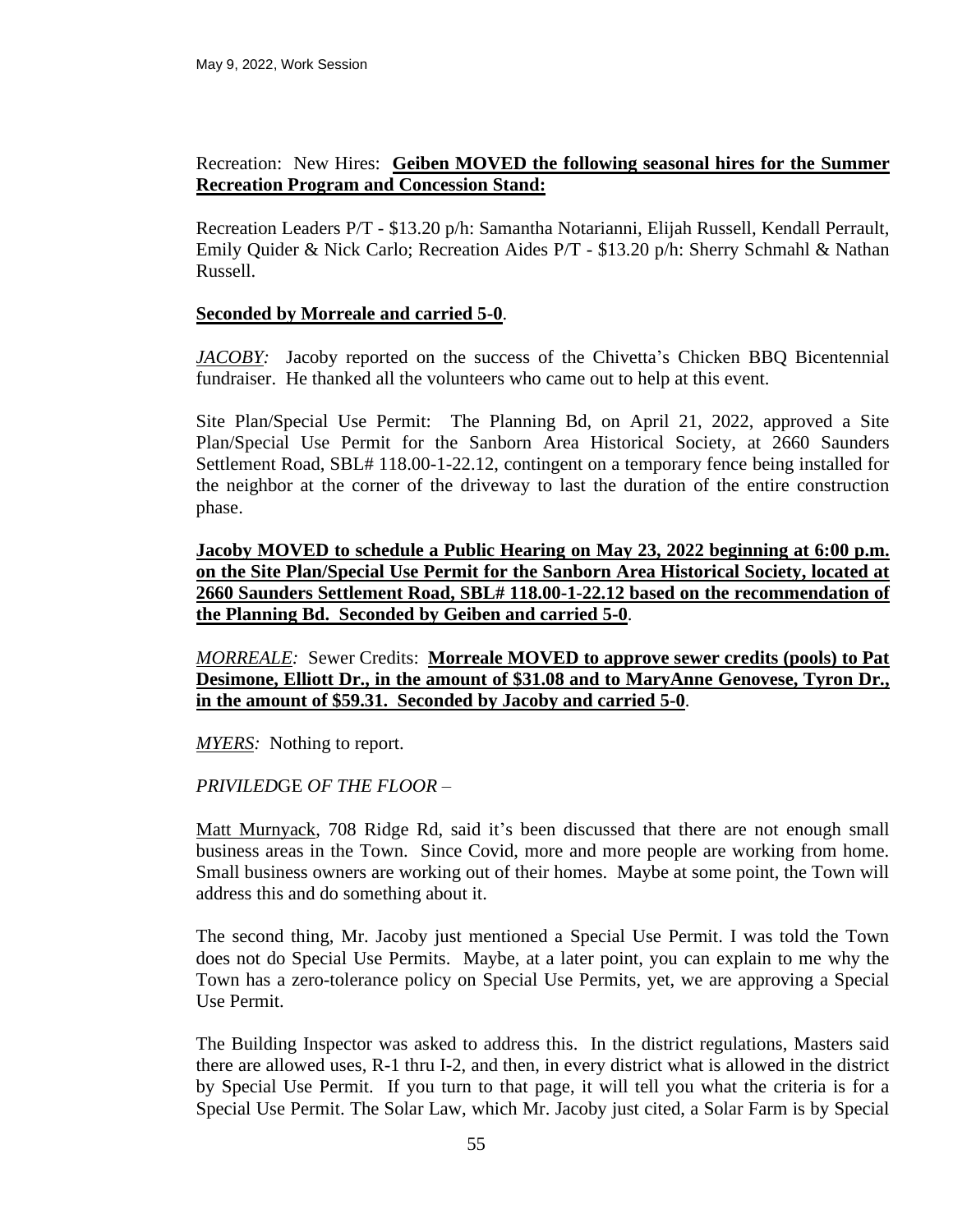Recreation: New Hires: **<u>Geiben MOVED the following seasonal hires for the Summer Recreation Program and Concession Stand:</u>**

Recreation Leaders P/T - $13.20 p/h: Samantha Notarianni, Elijah Russell, Kendall Perrault, Emily Quider & Nick Carlo; Recreation Aides P/T - $13.20 p/h: Sherry Schmahl & Nathan Russell.

**<u>Seconded by Morreale and carried 5-0</u>**.

*<u>JACOBY</u>:* Jacoby reported on the success of the Chivetta's Chicken BBQ Bicentennial fundraiser. He thanked all the volunteers who came out to help at this event.

Site Plan/Special Use Permit: The Planning Bd, on April 21, 2022, approved a Site Plan/Special Use Permit for the Sanborn Area Historical Society, at 2660 Saunders Settlement Road, SBL# 118.00-1-22.12, contingent on a temporary fence being installed for the neighbor at the corner of the driveway to last the duration of the entire construction phase.

**<u>Jacoby MOVED to schedule a Public Hearing on May 23, 2022 beginning at 6:00 p.m. on the Site Plan/Special Use Permit for the Sanborn Area Historical Society, located at 2660 Saunders Settlement Road, SBL# 118.00-1-22.12 based on the recommendation of the Planning Bd. Seconded by Geiben and carried 5-0</u>**.

*<u>MORREALE</u>:* Sewer Credits: **<u>Morreale MOVED to approve sewer credits (pools) to Pat Desimone, Elliott Dr., in the amount of $31.08 and to MaryAnne Genovese, Tyron Dr., in the amount of $59.31. Seconded by Jacoby and carried 5-0</u>**.

*<u>MYERS</u>:* Nothing to report.

*PRIVILED*GE *OF THE FLOOR* –

<u>Matt Murnyack</u>, 708 Ridge Rd, said it's been discussed that there are not enough small business areas in the Town. Since Covid, more and more people are working from home. Small business owners are working out of their homes. Maybe at some point, the Town will address this and do something about it.

The second thing, Mr. Jacoby just mentioned a Special Use Permit. I was told the Town does not do Special Use Permits. Maybe, at a later point, you can explain to me why the Town has a zero-tolerance policy on Special Use Permits, yet, we are approving a Special Use Permit.

The Building Inspector was asked to address this. In the district regulations, Masters said there are allowed uses, R-1 thru I-2, and then, in every district what is allowed in the district by Special Use Permit. If you turn to that page, it will tell you what the criteria is for a Special Use Permit. The Solar Law, which Mr. Jacoby just cited, a Solar Farm is by Special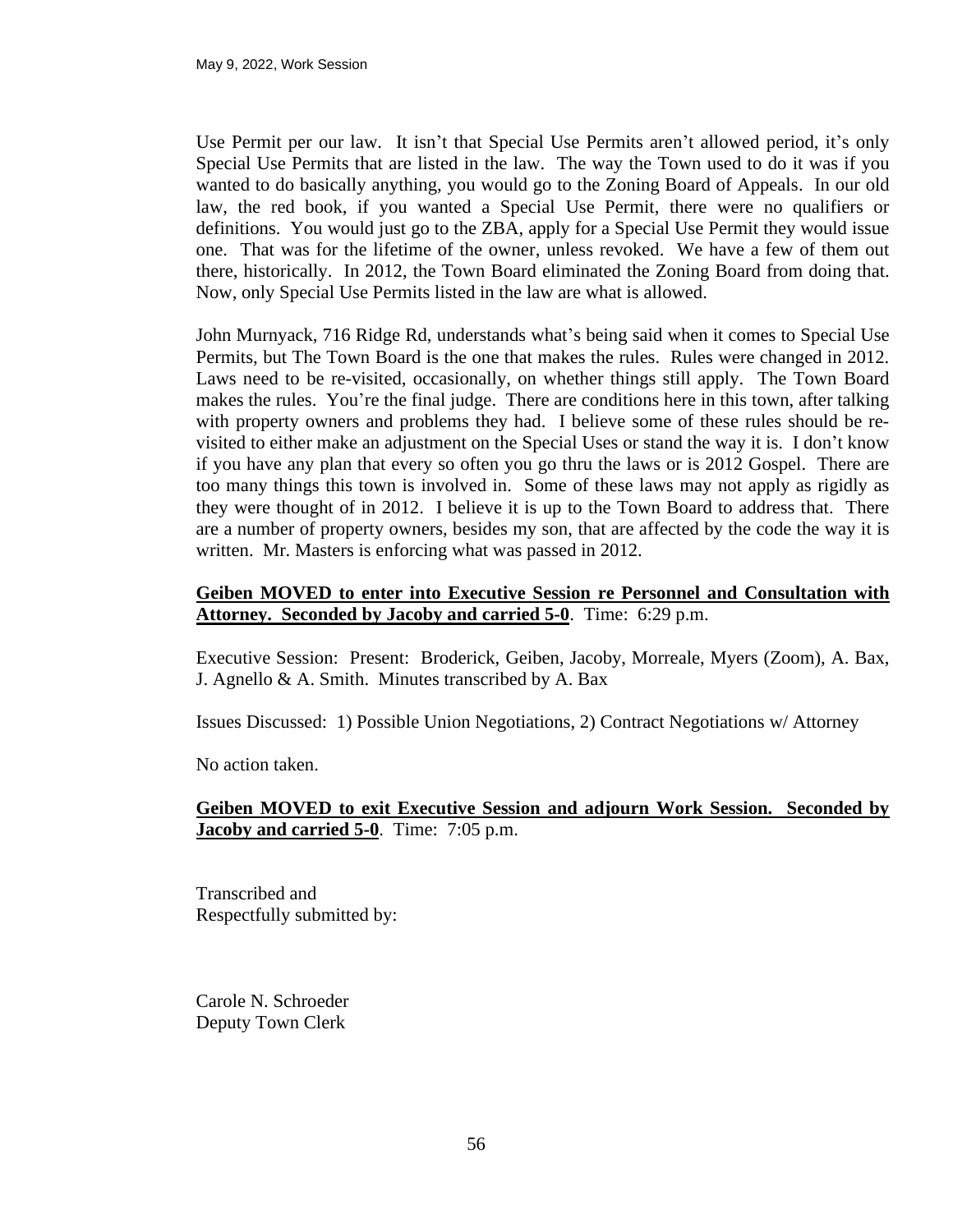Use Permit per our law. It isn't that Special Use Permits aren't allowed period, it's only Special Use Permits that are listed in the law. The way the Town used to do it was if you wanted to do basically anything, you would go to the Zoning Board of Appeals. In our old law, the red book, if you wanted a Special Use Permit, there were no qualifiers or definitions. You would just go to the ZBA, apply for a Special Use Permit they would issue one. That was for the lifetime of the owner, unless revoked. We have a few of them out there, historically. In 2012, the Town Board eliminated the Zoning Board from doing that. Now, only Special Use Permits listed in the law are what is allowed.

John Murnyack, 716 Ridge Rd, understands what's being said when it comes to Special Use Permits, but The Town Board is the one that makes the rules. Rules were changed in 2012. Laws need to be re-visited, occasionally, on whether things still apply. The Town Board makes the rules. You're the final judge. There are conditions here in this town, after talking with property owners and problems they had. I believe some of these rules should be re-visited to either make an adjustment on the Special Uses or stand the way it is. I don't know if you have any plan that every so often you go thru the laws or is 2012 Gospel. There are too many things this town is involved in. Some of these laws may not apply as rigidly as they were thought of in 2012. I believe it is up to the Town Board to address that. There are a number of property owners, besides my son, that are affected by the code the way it is written. Mr. Masters is enforcing what was passed in 2012.

<u>**Geiben MOVED to enter into Executive Session re Personnel and Consultation with Attorney. Seconded by Jacoby and carried 5-0**</u>. Time: 6:29 p.m.

Executive Session: Present: Broderick, Geiben, Jacoby, Morreale, Myers (Zoom), A. Bax, J. Agnello & A. Smith. Minutes transcribed by A. Bax

Issues Discussed: 1) Possible Union Negotiations, 2) Contract Negotiations w/ Attorney

No action taken.

<u>**Geiben MOVED to exit Executive Session and adjourn Work Session. Seconded by Jacoby and carried 5-0**</u>. Time: 7:05 p.m.

Transcribed and
Respectfully submitted by:

Carole N. Schroeder
Deputy Town Clerk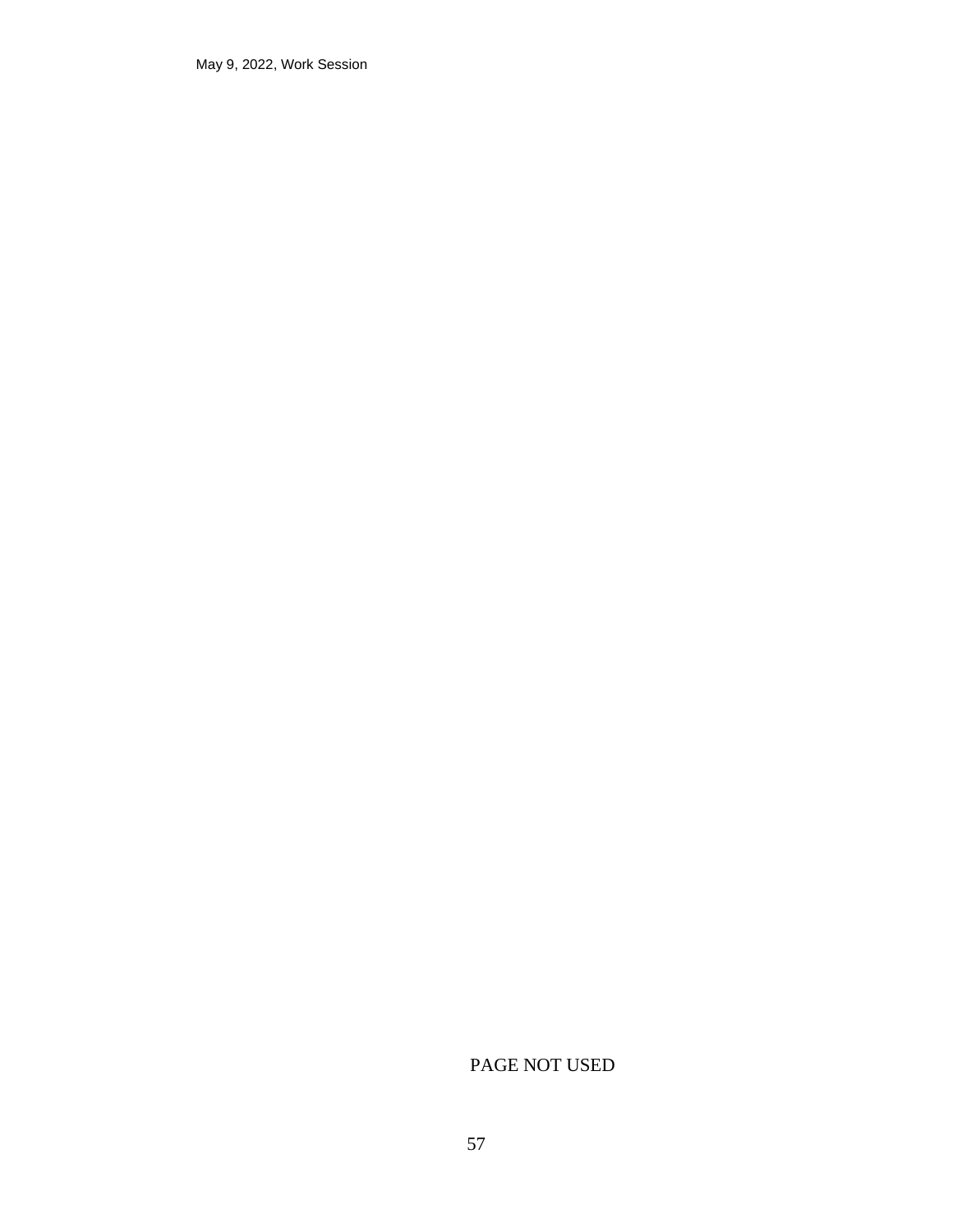PAGE NOT USED